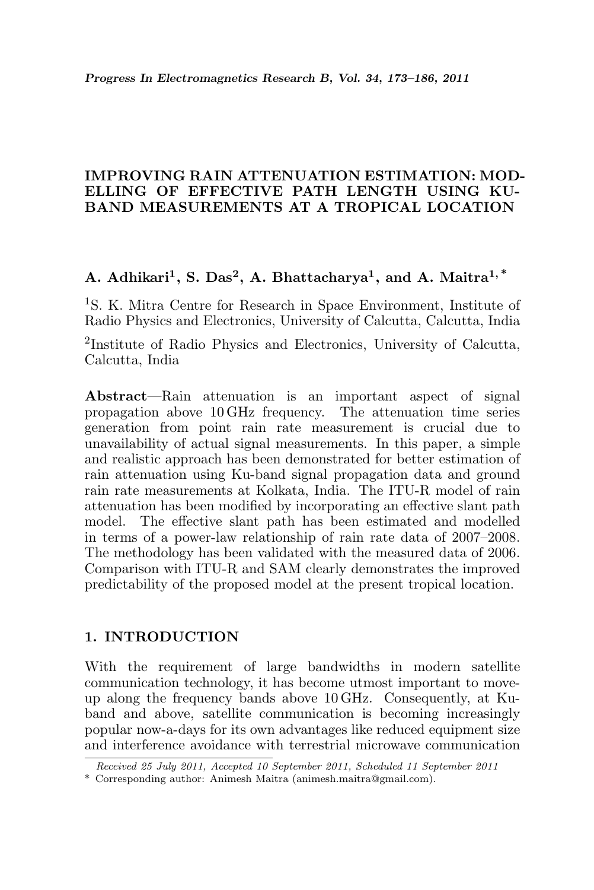# IMPROVING RAIN ATTENUATION ESTIMATION: MODELLING OF EFFECTIVE PATH LENGTH USING KU-BAND MEASUREMENTS AT A TROPICAL LOCATION

**A. Adhikari[1], S. Das[2], A. Bhattacharya[1], and A. Maitra[1,*]**

[1]S. K. Mitra Centre for Research in Space Environment, Institute of Radio Physics and Electronics, University of Calcutta, Calcutta, India

[2]Institute of Radio Physics and Electronics, University of Calcutta, Calcutta, India

**Abstract**—Rain attenuation is an important aspect of signal propagation above 10 GHz frequency. The attenuation time series generation from point rain rate measurement is crucial due to unavailability of actual signal measurements. In this paper, a simple and realistic approach has been demonstrated for better estimation of rain attenuation using Ku-band signal propagation data and ground rain rate measurements at Kolkata, India. The ITU-R model of rain attenuation has been modified by incorporating an effective slant path model. The effective slant path has been estimated and modelled in terms of a power-law relationship of rain rate data of 2007–2008. The methodology has been validated with the measured data of 2006. Comparison with ITU-R and SAM clearly demonstrates the improved predictability of the proposed model at the present tropical location.

## 1. INTRODUCTION

With the requirement of large bandwidths in modern satellite communication technology, it has become utmost important to move-up along the frequency bands above 10 GHz. Consequently, at Ku-band and above, satellite communication is becoming increasingly popular now-a-days for its own advantages like reduced equipment size and interference avoidance with terrestrial microwave communication

*Received 25 July 2011, Accepted 10 September 2011, Scheduled 11 September 2011*

\* Corresponding author: Animesh Maitra (animesh.maitra@gmail.com).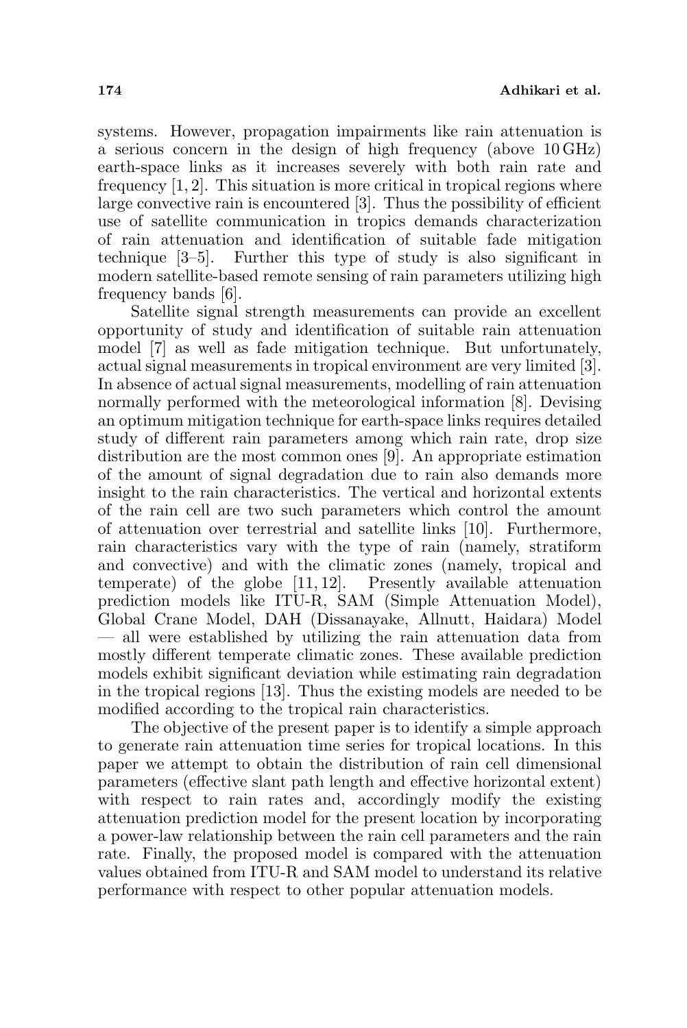systems. However, propagation impairments like rain attenuation is a serious concern in the design of high frequency (above 10 GHz) earth-space links as it increases severely with both rain rate and frequency [1, 2]. This situation is more critical in tropical regions where large convective rain is encountered [3]. Thus the possibility of efficient use of satellite communication in tropics demands characterization of rain attenuation and identification of suitable fade mitigation technique [3–5]. Further this type of study is also significant in modern satellite-based remote sensing of rain parameters utilizing high frequency bands [6].

Satellite signal strength measurements can provide an excellent opportunity of study and identification of suitable rain attenuation model [7] as well as fade mitigation technique. But unfortunately, actual signal measurements in tropical environment are very limited [3]. In absence of actual signal measurements, modelling of rain attenuation normally performed with the meteorological information [8]. Devising an optimum mitigation technique for earth-space links requires detailed study of different rain parameters among which rain rate, drop size distribution are the most common ones [9]. An appropriate estimation of the amount of signal degradation due to rain also demands more insight to the rain characteristics. The vertical and horizontal extents of the rain cell are two such parameters which control the amount of attenuation over terrestrial and satellite links [10]. Furthermore, rain characteristics vary with the type of rain (namely, stratiform and convective) and with the climatic zones (namely, tropical and temperate) of the globe [11, 12]. Presently available attenuation prediction models like ITU-R, SAM (Simple Attenuation Model), Global Crane Model, DAH (Dissanayake, Allnutt, Haidara) Model — all were established by utilizing the rain attenuation data from mostly different temperate climatic zones. These available prediction models exhibit significant deviation while estimating rain degradation in the tropical regions [13]. Thus the existing models are needed to be modified according to the tropical rain characteristics.

The objective of the present paper is to identify a simple approach to generate rain attenuation time series for tropical locations. In this paper we attempt to obtain the distribution of rain cell dimensional parameters (effective slant path length and effective horizontal extent) with respect to rain rates and, accordingly modify the existing attenuation prediction model for the present location by incorporating a power-law relationship between the rain cell parameters and the rain rate. Finally, the proposed model is compared with the attenuation values obtained from ITU-R and SAM model to understand its relative performance with respect to other popular attenuation models.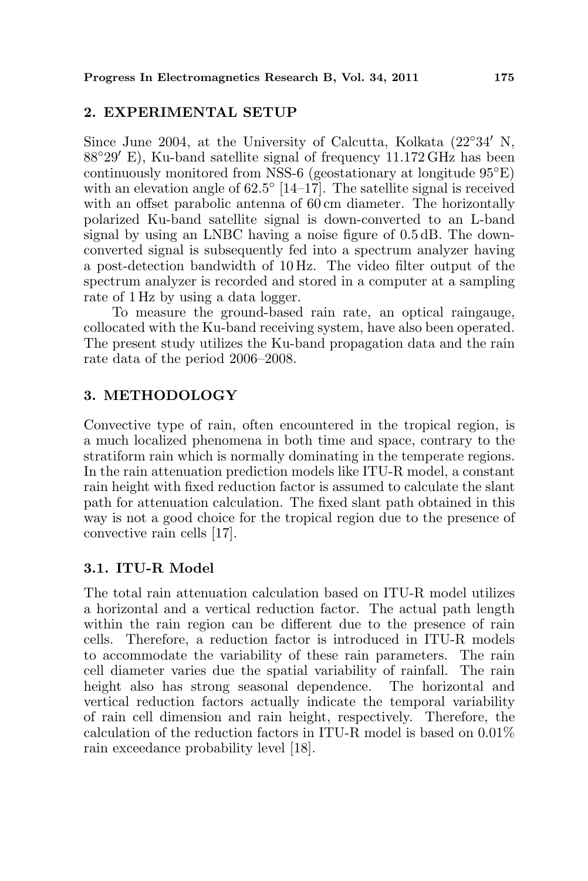## 2. EXPERIMENTAL SETUP

Since June 2004, at the University of Calcutta, Kolkata (22°34′ N, 88°29′ E), Ku-band satellite signal of frequency 11.172 GHz has been continuously monitored from NSS-6 (geostationary at longitude 95°E) with an elevation angle of 62.5° [14–17]. The satellite signal is received with an offset parabolic antenna of 60 cm diameter. The horizontally polarized Ku-band satellite signal is down-converted to an L-band signal by using an LNBC having a noise figure of 0.5 dB. The down-converted signal is subsequently fed into a spectrum analyzer having a post-detection bandwidth of 10 Hz. The video filter output of the spectrum analyzer is recorded and stored in a computer at a sampling rate of 1 Hz by using a data logger.

To measure the ground-based rain rate, an optical raingauge, collocated with the Ku-band receiving system, have also been operated. The present study utilizes the Ku-band propagation data and the rain rate data of the period 2006–2008.

## 3. METHODOLOGY

Convective type of rain, often encountered in the tropical region, is a much localized phenomena in both time and space, contrary to the stratiform rain which is normally dominating in the temperate regions. In the rain attenuation prediction models like ITU-R model, a constant rain height with fixed reduction factor is assumed to calculate the slant path for attenuation calculation. The fixed slant path obtained in this way is not a good choice for the tropical region due to the presence of convective rain cells [17].

### 3.1. ITU-R Model

The total rain attenuation calculation based on ITU-R model utilizes a horizontal and a vertical reduction factor. The actual path length within the rain region can be different due to the presence of rain cells. Therefore, a reduction factor is introduced in ITU-R models to accommodate the variability of these rain parameters. The rain cell diameter varies due the spatial variability of rainfall. The rain height also has strong seasonal dependence. The horizontal and vertical reduction factors actually indicate the temporal variability of rain cell dimension and rain height, respectively. Therefore, the calculation of the reduction factors in ITU-R model is based on 0.01% rain exceedance probability level [18].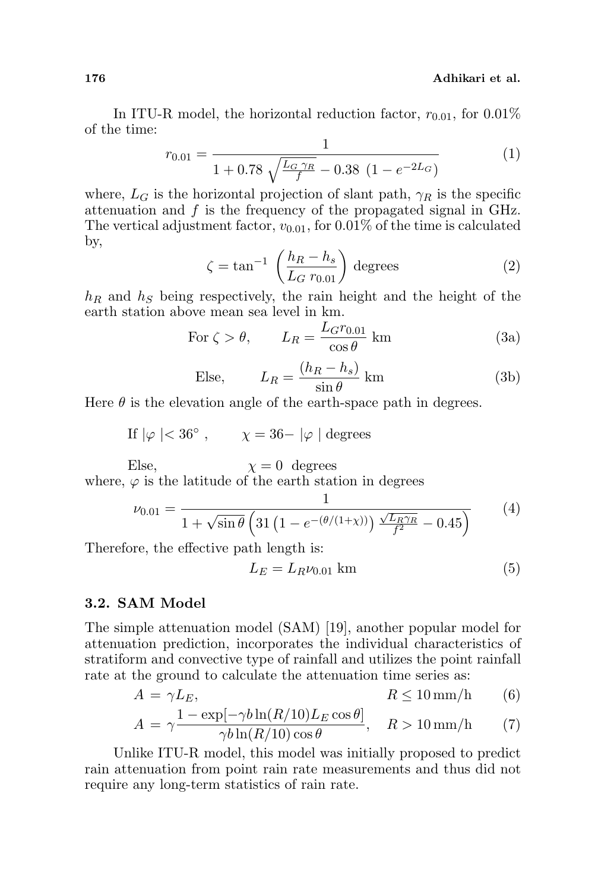In ITU-R model, the horizontal reduction factor, $r_{0.01}$, for 0.01% of the time:

$$r_{0.01} = \frac{1}{1 + 0.78\sqrt{\frac{L_G\,\gamma_R}{f}} - 0.38\ \left(1 - e^{-2L_G}\right)} \tag{1}$$

where, $L_G$ is the horizontal projection of slant path, $\gamma_R$ is the specific attenuation and $f$ is the frequency of the propagated signal in GHz. The vertical adjustment factor, $v_{0.01}$, for 0.01% of the time is calculated by,

$$\zeta = \tan^{-1}\left(\frac{h_R - h_s}{L_G\ r_{0.01}}\right) \text{ degrees} \tag{2}$$

$h_R$ and $h_S$ being respectively, the rain height and the height of the earth station above mean sea level in km.

$$\text{For } \zeta > \theta, \qquad L_R = \frac{L_G r_{0.01}}{\cos\theta} \text{ km} \tag{3a}$$

$$\text{Else,} \qquad L_R = \frac{(h_R - h_s)}{\sin\theta} \text{ km} \tag{3b}$$

Here $\theta$ is the elevation angle of the earth-space path in degrees.

If $|\varphi| < 36^\circ$, $\qquad \chi = 36 - |\varphi|$ degrees

Else, $\qquad \chi = 0$ degrees

where, $\varphi$ is the latitude of the earth station in degrees

$$\nu_{0.01} = \frac{1}{1 + \sqrt{\sin\theta}\left(31\left(1 - e^{-(\theta/(1+\chi))}\right)\frac{\sqrt{L_R\gamma_R}}{f^2} - 0.45\right)} \tag{4}$$

Therefore, the effective path length is:

$$L_E = L_R \nu_{0.01} \text{ km} \tag{5}$$

### 3.2. SAM Model

The simple attenuation model (SAM) [19], another popular model for attenuation prediction, incorporates the individual characteristics of stratiform and convective type of rainfall and utilizes the point rainfall rate at the ground to calculate the attenuation time series as:

$$A = \gamma L_E, \qquad R \leq 10\,\text{mm/h} \tag{6}$$

$$A = \gamma \frac{1 - \exp[-\gamma b \ln(R/10) L_E \cos\theta]}{\gamma b \ln(R/10)\cos\theta}, \quad R > 10\,\text{mm/h} \tag{7}$$

Unlike ITU-R model, this model was initially proposed to predict rain attenuation from point rain rate measurements and thus did not require any long-term statistics of rain rate.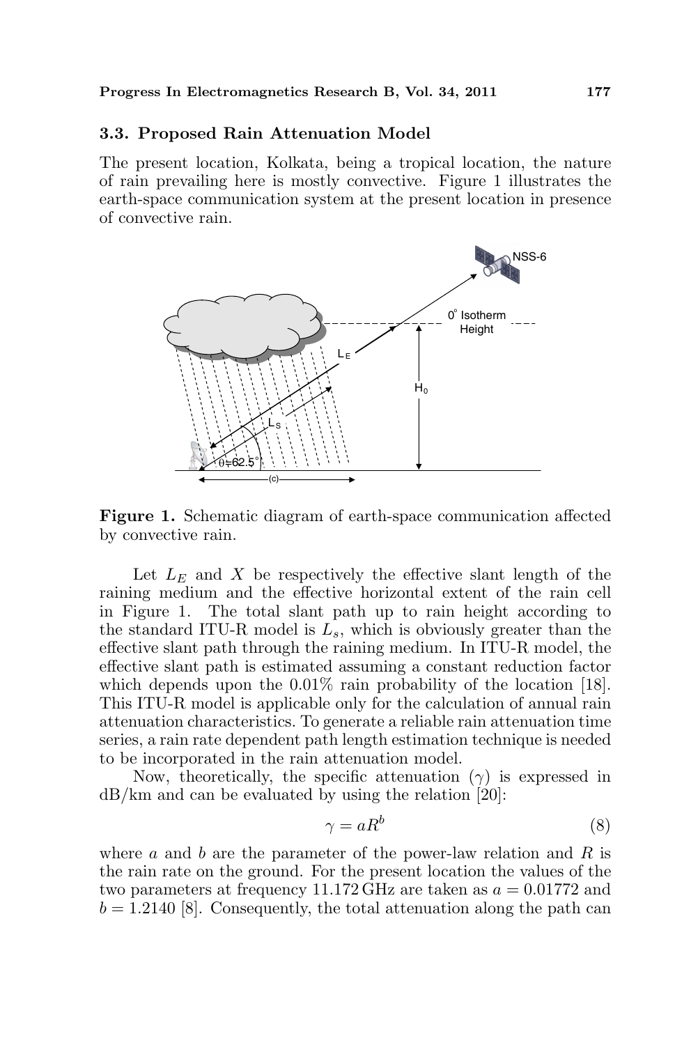### 3.3. Proposed Rain Attenuation Model

The present location, Kolkata, being a tropical location, the nature of rain prevailing here is mostly convective. Figure 1 illustrates the earth-space communication system at the present location in presence of convective rain.

**Figure 1.** Schematic diagram of earth-space communication affected by convective rain.

Let $L_E$ and $X$ be respectively the effective slant length of the raining medium and the effective horizontal extent of the rain cell in Figure 1. The total slant path up to rain height according to the standard ITU-R model is $L_s$, which is obviously greater than the effective slant path through the raining medium. In ITU-R model, the effective slant path is estimated assuming a constant reduction factor which depends upon the 0.01% rain probability of the location [18]. This ITU-R model is applicable only for the calculation of annual rain attenuation characteristics. To generate a reliable rain attenuation time series, a rain rate dependent path length estimation technique is needed to be incorporated in the rain attenuation model.

Now, theoretically, the specific attenuation ($\gamma$) is expressed in dB/km and can be evaluated by using the relation [20]:

$$\gamma = aR^b \tag{8}$$

where $a$ and $b$ are the parameter of the power-law relation and $R$ is the rain rate on the ground. For the present location the values of the two parameters at frequency 11.172 GHz are taken as $a = 0.01772$ and $b = 1.2140$ [8]. Consequently, the total attenuation along the path can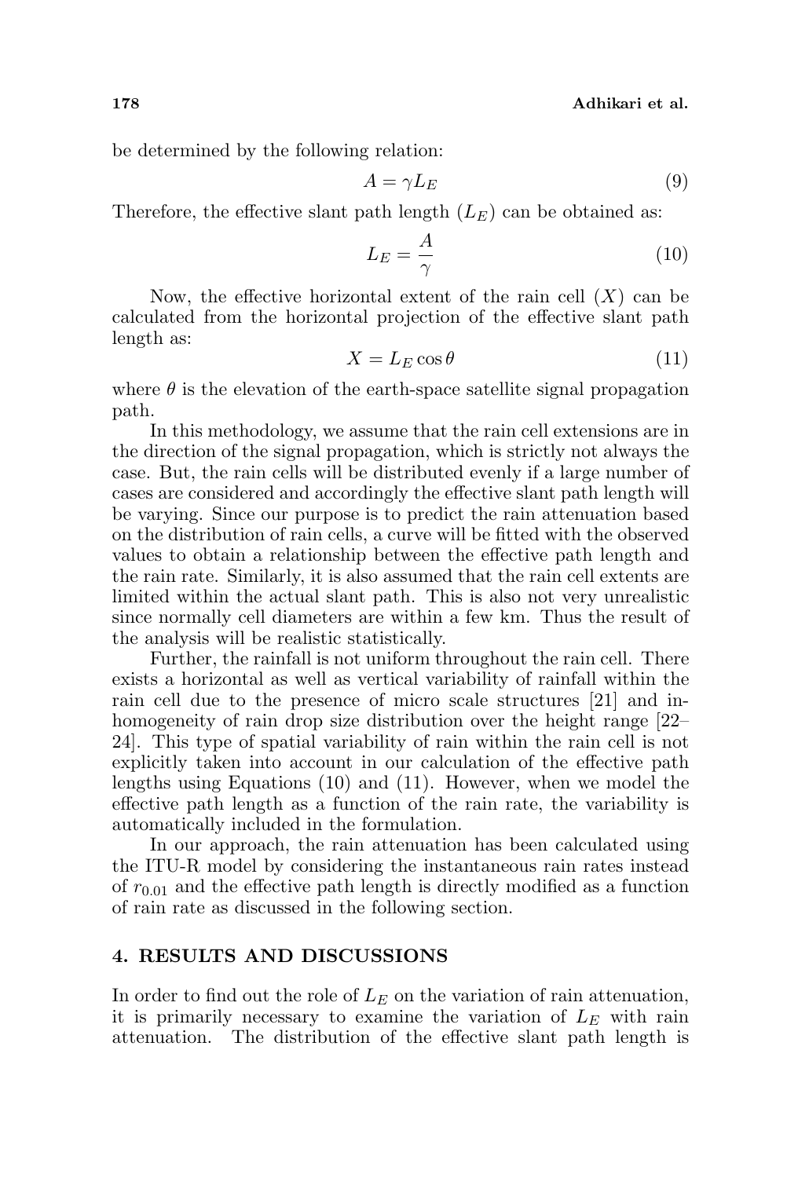be determined by the following relation:

$$A = \gamma L_E \tag{9}$$

Therefore, the effective slant path length ($L_E$) can be obtained as:

$$L_E = \frac{A}{\gamma} \tag{10}$$

Now, the effective horizontal extent of the rain cell ($X$) can be calculated from the horizontal projection of the effective slant path length as:

$$X = L_E \cos\theta \tag{11}$$

where $\theta$ is the elevation of the earth-space satellite signal propagation path.

In this methodology, we assume that the rain cell extensions are in the direction of the signal propagation, which is strictly not always the case. But, the rain cells will be distributed evenly if a large number of cases are considered and accordingly the effective slant path length will be varying. Since our purpose is to predict the rain attenuation based on the distribution of rain cells, a curve will be fitted with the observed values to obtain a relationship between the effective path length and the rain rate. Similarly, it is also assumed that the rain cell extents are limited within the actual slant path. This is also not very unrealistic since normally cell diameters are within a few km. Thus the result of the analysis will be realistic statistically.

Further, the rainfall is not uniform throughout the rain cell. There exists a horizontal as well as vertical variability of rainfall within the rain cell due to the presence of micro scale structures [21] and inhomogeneity of rain drop size distribution over the height range [22–24]. This type of spatial variability of rain within the rain cell is not explicitly taken into account in our calculation of the effective path lengths using Equations (10) and (11). However, when we model the effective path length as a function of the rain rate, the variability is automatically included in the formulation.

In our approach, the rain attenuation has been calculated using the ITU-R model by considering the instantaneous rain rates instead of $r_{0.01}$ and the effective path length is directly modified as a function of rain rate as discussed in the following section.

## 4. RESULTS AND DISCUSSIONS

In order to find out the role of $L_E$ on the variation of rain attenuation, it is primarily necessary to examine the variation of $L_E$ with rain attenuation. The distribution of the effective slant path length is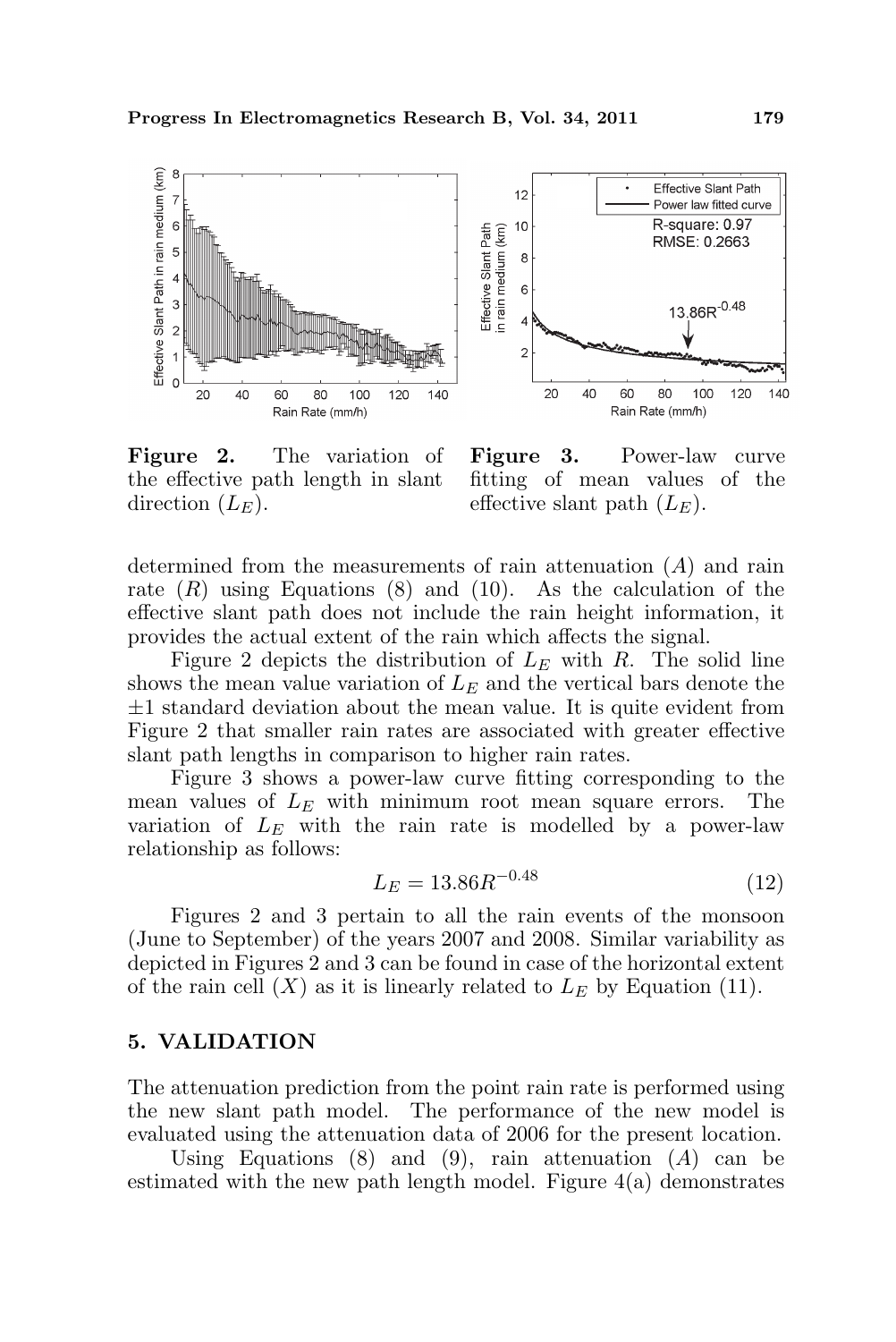**Figure 2.** The variation of the effective path length in slant direction ($L_E$).

**Figure 3.** Power-law curve fitting of mean values of the effective slant path ($L_E$).

determined from the measurements of rain attenuation ($A$) and rain rate ($R$) using Equations (8) and (10). As the calculation of the effective slant path does not include the rain height information, it provides the actual extent of the rain which affects the signal.

Figure 2 depicts the distribution of $L_E$ with $R$. The solid line shows the mean value variation of $L_E$ and the vertical bars denote the $\pm 1$ standard deviation about the mean value. It is quite evident from Figure 2 that smaller rain rates are associated with greater effective slant path lengths in comparison to higher rain rates.

Figure 3 shows a power-law curve fitting corresponding to the mean values of $L_E$ with minimum root mean square errors. The variation of $L_E$ with the rain rate is modelled by a power-law relationship as follows:

$$L_E = 13.86 R^{-0.48} \tag{12}$$

Figures 2 and 3 pertain to all the rain events of the monsoon (June to September) of the years 2007 and 2008. Similar variability as depicted in Figures 2 and 3 can be found in case of the horizontal extent of the rain cell ($X$) as it is linearly related to $L_E$ by Equation (11).

## 5. VALIDATION

The attenuation prediction from the point rain rate is performed using the new slant path model. The performance of the new model is evaluated using the attenuation data of 2006 for the present location.

Using Equations (8) and (9), rain attenuation ($A$) can be estimated with the new path length model. Figure 4(a) demonstrates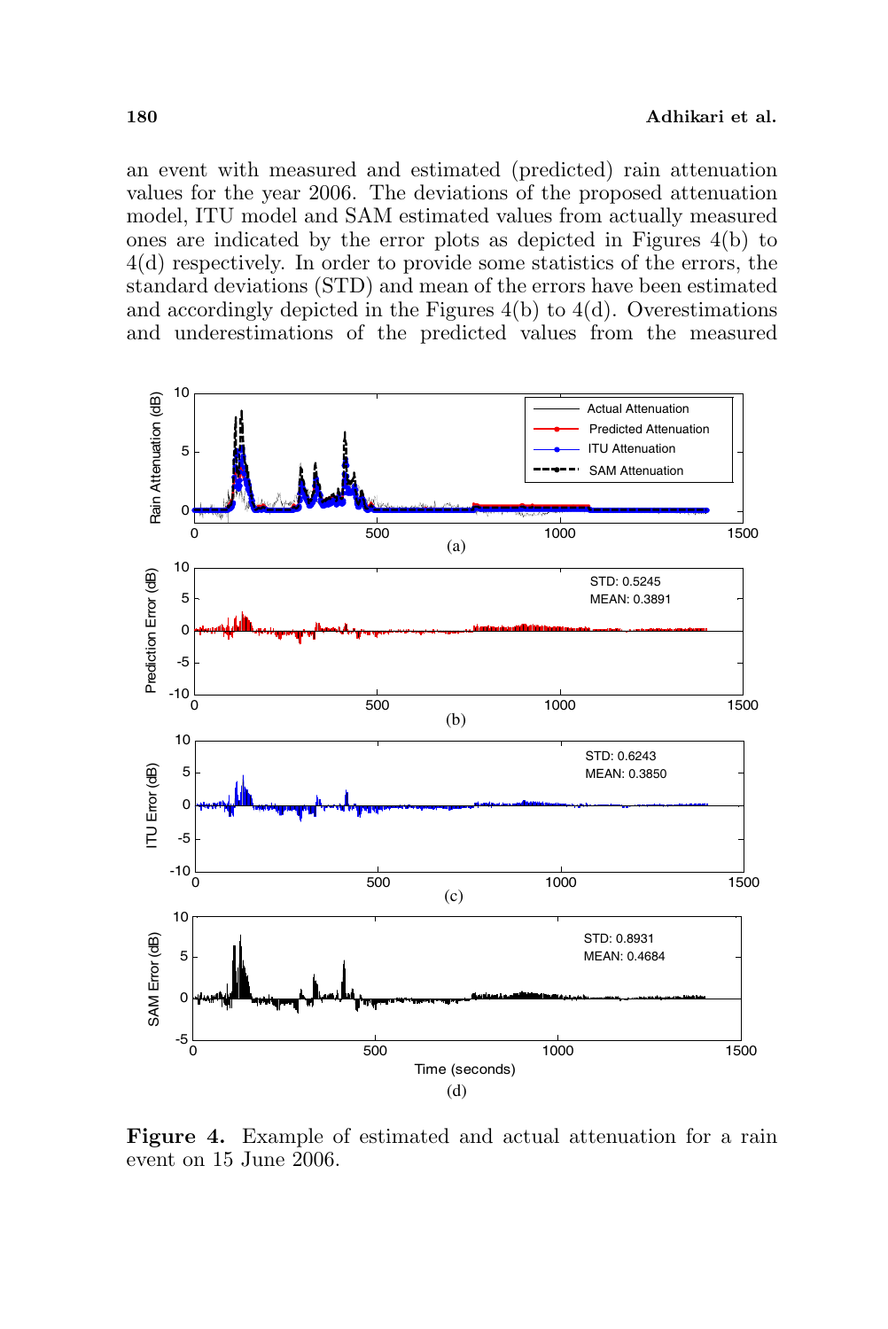an event with measured and estimated (predicted) rain attenuation values for the year 2006. The deviations of the proposed attenuation model, ITU model and SAM estimated values from actually measured ones are indicated by the error plots as depicted in Figures 4(b) to 4(d) respectively. In order to provide some statistics of the errors, the standard deviations (STD) and mean of the errors have been estimated and accordingly depicted in the Figures 4(b) to 4(d). Overestimations and underestimations of the predicted values from the measured

**Figure 4.** Example of estimated and actual attenuation for a rain event on 15 June 2006.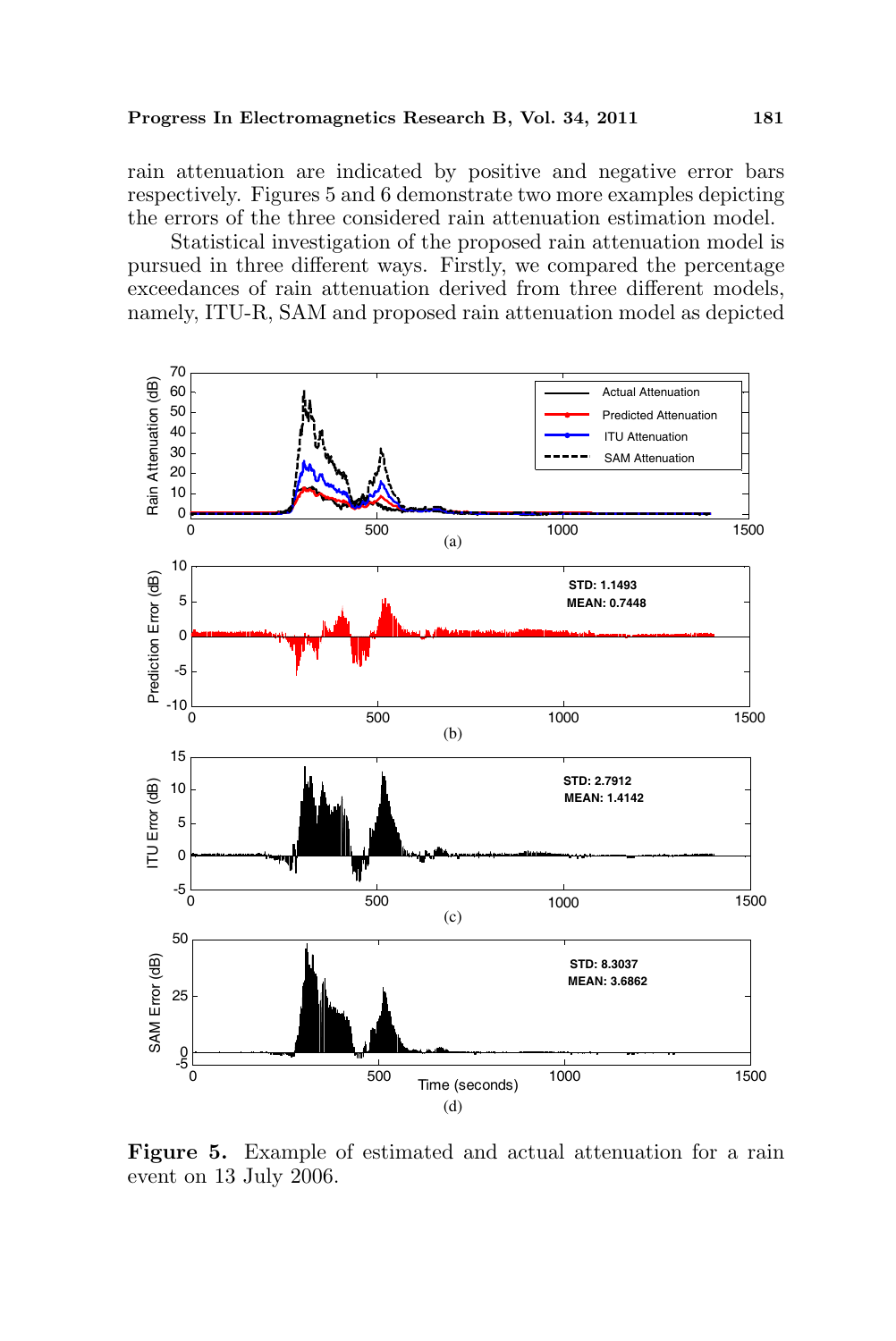rain attenuation are indicated by positive and negative error bars respectively. Figures 5 and 6 demonstrate two more examples depicting the errors of the three considered rain attenuation estimation model.

Statistical investigation of the proposed rain attenuation model is pursued in three different ways. Firstly, we compared the percentage exceedances of rain attenuation derived from three different models, namely, ITU-R, SAM and proposed rain attenuation model as depicted

**Figure 5.** Example of estimated and actual attenuation for a rain event on 13 July 2006.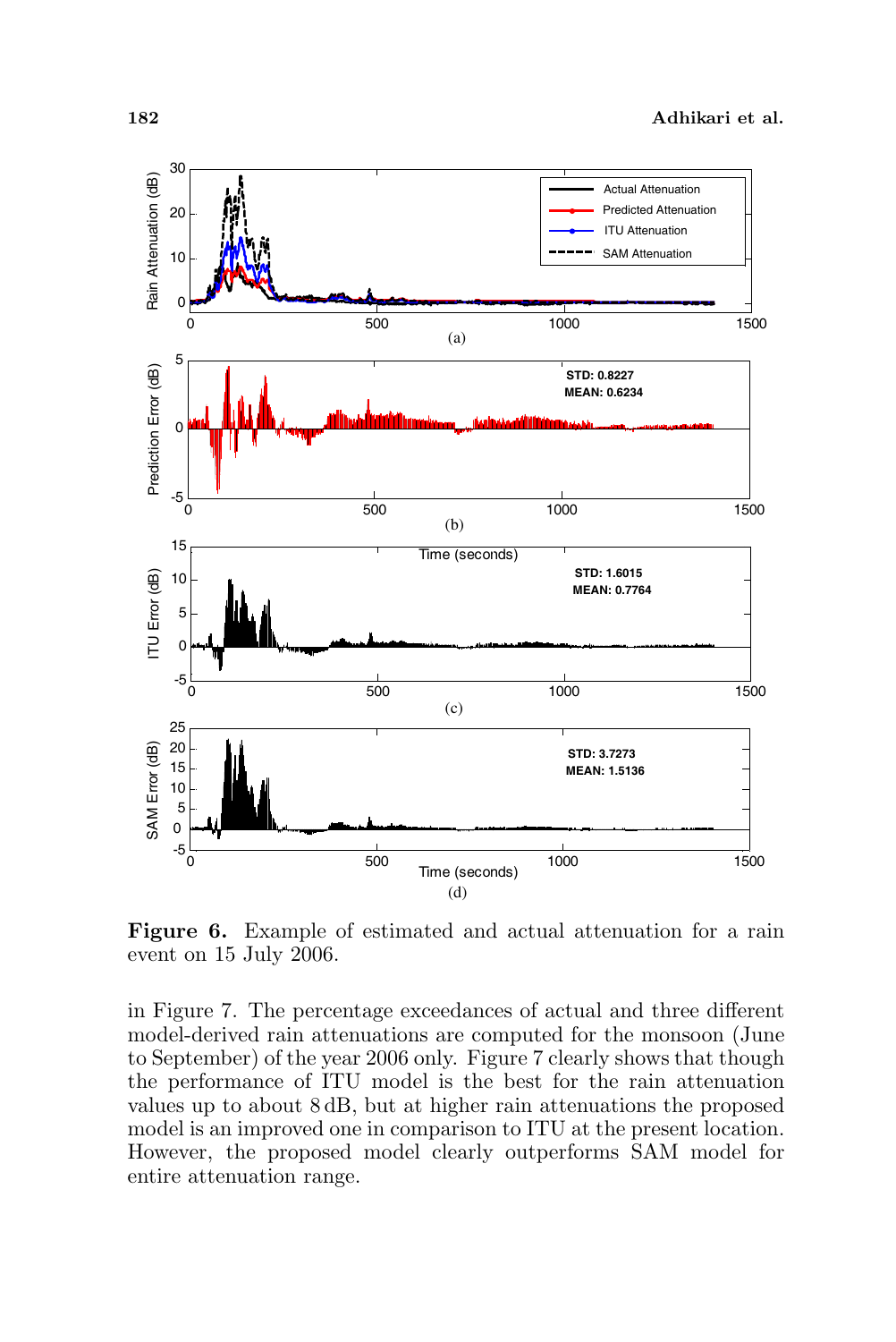**Figure 6.** Example of estimated and actual attenuation for a rain event on 15 July 2006.

in Figure 7. The percentage exceedances of actual and three different model-derived rain attenuations are computed for the monsoon (June to September) of the year 2006 only. Figure 7 clearly shows that though the performance of ITU model is the best for the rain attenuation values up to about 8 dB, but at higher rain attenuations the proposed model is an improved one in comparison to ITU at the present location. However, the proposed model clearly outperforms SAM model for entire attenuation range.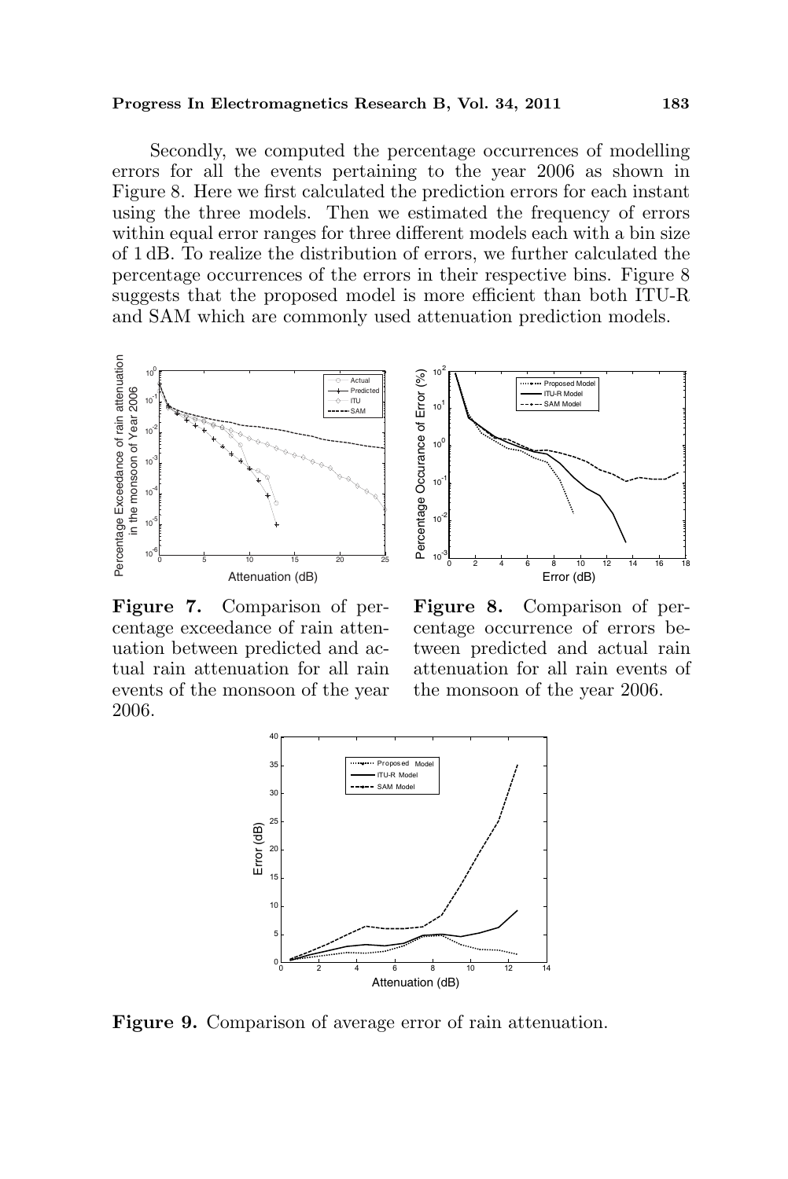Secondly, we computed the percentage occurrences of modelling errors for all the events pertaining to the year 2006 as shown in Figure 8. Here we first calculated the prediction errors for each instant using the three models. Then we estimated the frequency of errors within equal error ranges for three different models each with a bin size of 1 dB. To realize the distribution of errors, we further calculated the percentage occurrences of the errors in their respective bins. Figure 8 suggests that the proposed model is more efficient than both ITU-R and SAM which are commonly used attenuation prediction models.

**Figure 7.** Comparison of percentage exceedance of rain attenuation between predicted and actual rain attenuation for all rain events of the monsoon of the year 2006.

**Figure 8.** Comparison of percentage occurrence of errors between predicted and actual rain attenuation for all rain events of the monsoon of the year 2006.

**Figure 9.** Comparison of average error of rain attenuation.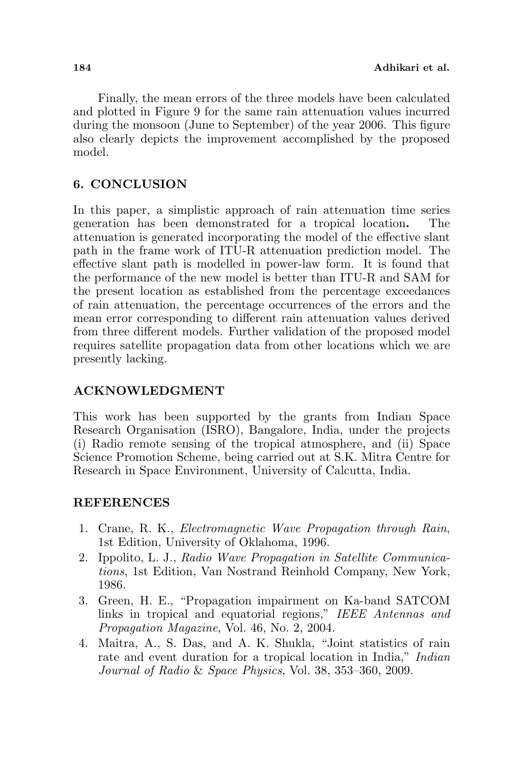Finally, the mean errors of the three models have been calculated and plotted in Figure 9 for the same rain attenuation values incurred during the monsoon (June to September) of the year 2006. This figure also clearly depicts the improvement accomplished by the proposed model.

## 6. CONCLUSION

In this paper, a simplistic approach of rain attenuation time series generation has been demonstrated for a tropical location**.** The attenuation is generated incorporating the model of the effective slant path in the frame work of ITU-R attenuation prediction model. The effective slant path is modelled in power-law form. It is found that the performance of the new model is better than ITU-R and SAM for the present location as established from the percentage exceedances of rain attenuation, the percentage occurrences of the errors and the mean error corresponding to different rain attenuation values derived from three different models. Further validation of the proposed model requires satellite propagation data from other locations which we are presently lacking.

## ACKNOWLEDGMENT

This work has been supported by the grants from Indian Space Research Organisation (ISRO), Bangalore, India, under the projects (i) Radio remote sensing of the tropical atmosphere, and (ii) Space Science Promotion Scheme, being carried out at S.K. Mitra Centre for Research in Space Environment, University of Calcutta, India.

## REFERENCES

1. Crane, R. K., *Electromagnetic Wave Propagation through Rain*, 1st Edition, University of Oklahoma, 1996.
2. Ippolito, L. J., *Radio Wave Propagation in Satellite Communications*, 1st Edition, Van Nostrand Reinhold Company, New York, 1986.
3. Green, H. E., "Propagation impairment on Ka-band SATCOM links in tropical and equatorial regions," *IEEE Antennas and Propagation Magazine*, Vol. 46, No. 2, 2004.
4. Maitra, A., S. Das, and A. K. Shukla, "Joint statistics of rain rate and event duration for a tropical location in India," *Indian Journal of Radio & Space Physics*, Vol. 38, 353–360, 2009.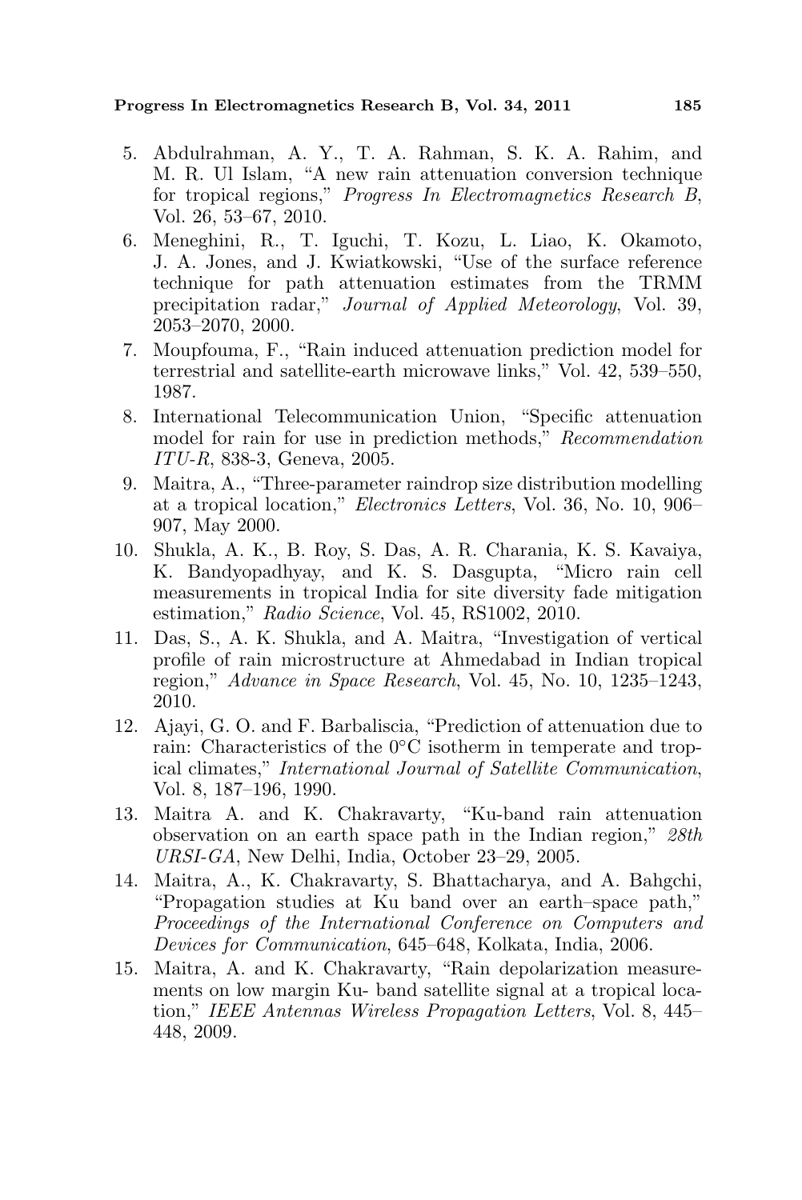5. Abdulrahman, A. Y., T. A. Rahman, S. K. A. Rahim, and M. R. Ul Islam, "A new rain attenuation conversion technique for tropical regions," *Progress In Electromagnetics Research B*, Vol. 26, 53–67, 2010.
6. Meneghini, R., T. Iguchi, T. Kozu, L. Liao, K. Okamoto, J. A. Jones, and J. Kwiatkowski, "Use of the surface reference technique for path attenuation estimates from the TRMM precipitation radar," *Journal of Applied Meteorology*, Vol. 39, 2053–2070, 2000.
7. Moupfouma, F., "Rain induced attenuation prediction model for terrestrial and satellite-earth microwave links," Vol. 42, 539–550, 1987.
8. International Telecommunication Union, "Specific attenuation model for rain for use in prediction methods," *Recommendation ITU-R*, 838-3, Geneva, 2005.
9. Maitra, A., "Three-parameter raindrop size distribution modelling at a tropical location," *Electronics Letters*, Vol. 36, No. 10, 906–907, May 2000.
10. Shukla, A. K., B. Roy, S. Das, A. R. Charania, K. S. Kavaiya, K. Bandyopadhyay, and K. S. Dasgupta, "Micro rain cell measurements in tropical India for site diversity fade mitigation estimation," *Radio Science*, Vol. 45, RS1002, 2010.
11. Das, S., A. K. Shukla, and A. Maitra, "Investigation of vertical profile of rain microstructure at Ahmedabad in Indian tropical region," *Advance in Space Research*, Vol. 45, No. 10, 1235–1243, 2010.
12. Ajayi, G. O. and F. Barbaliscia, "Prediction of attenuation due to rain: Characteristics of the 0°C isotherm in temperate and tropical climates," *International Journal of Satellite Communication*, Vol. 8, 187–196, 1990.
13. Maitra A. and K. Chakravarty, "Ku-band rain attenuation observation on an earth space path in the Indian region," *28th URSI-GA*, New Delhi, India, October 23–29, 2005.
14. Maitra, A., K. Chakravarty, S. Bhattacharya, and A. Bahgchi, "Propagation studies at Ku band over an earth–space path," *Proceedings of the International Conference on Computers and Devices for Communication*, 645–648, Kolkata, India, 2006.
15. Maitra, A. and K. Chakravarty, "Rain depolarization measurements on low margin Ku- band satellite signal at a tropical location," *IEEE Antennas Wireless Propagation Letters*, Vol. 8, 445–448, 2009.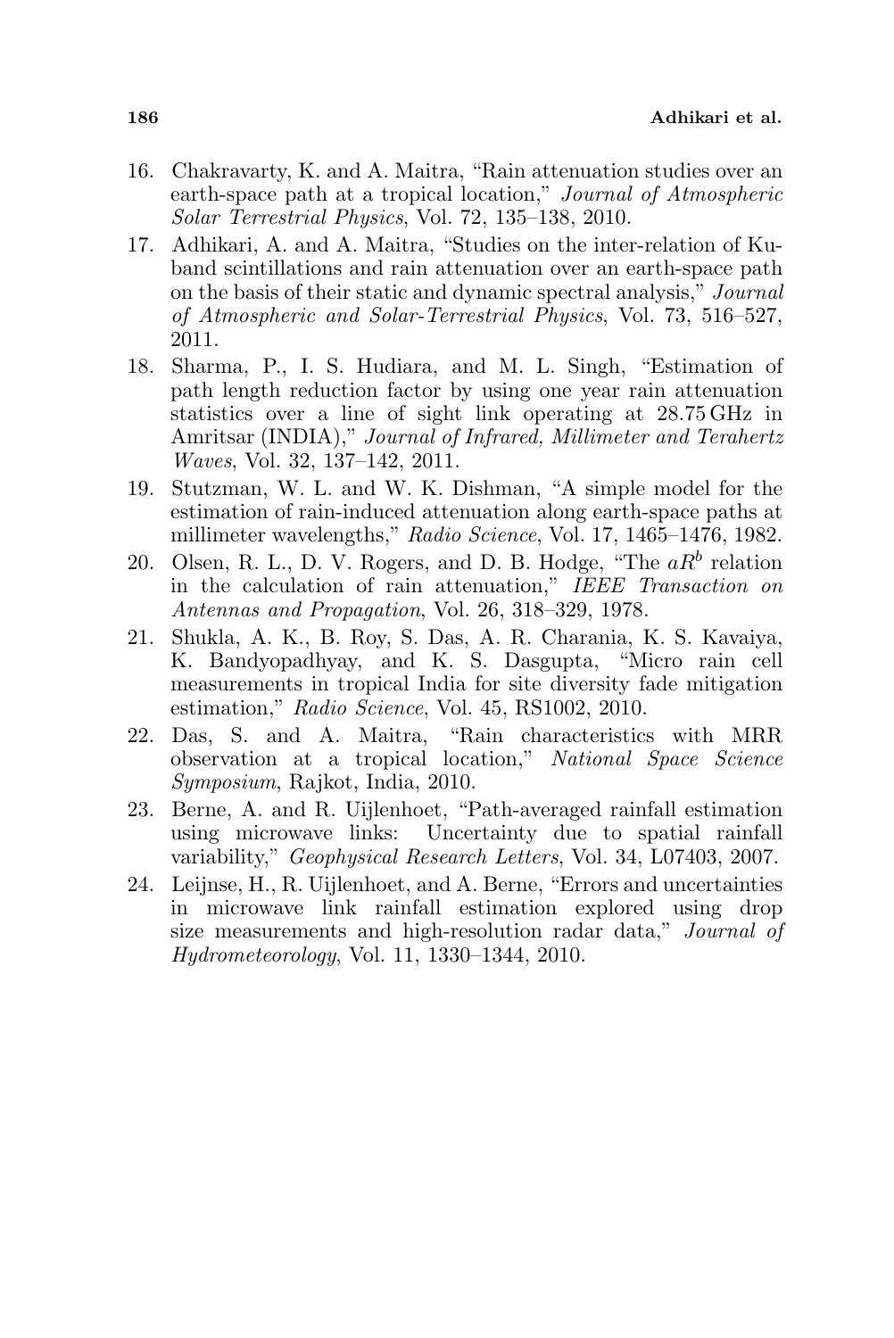16. Chakravarty, K. and A. Maitra, "Rain attenuation studies over an earth-space path at a tropical location," *Journal of Atmospheric Solar Terrestrial Physics*, Vol. 72, 135–138, 2010.
17. Adhikari, A. and A. Maitra, "Studies on the inter-relation of Ku-band scintillations and rain attenuation over an earth-space path on the basis of their static and dynamic spectral analysis," *Journal of Atmospheric and Solar-Terrestrial Physics*, Vol. 73, 516–527, 2011.
18. Sharma, P., I. S. Hudiara, and M. L. Singh, "Estimation of path length reduction factor by using one year rain attenuation statistics over a line of sight link operating at 28.75 GHz in Amritsar (INDIA)," *Journal of Infrared, Millimeter and Terahertz Waves*, Vol. 32, 137–142, 2011.
19. Stutzman, W. L. and W. K. Dishman, "A simple model for the estimation of rain-induced attenuation along earth-space paths at millimeter wavelengths," *Radio Science*, Vol. 17, 1465–1476, 1982.
20. Olsen, R. L., D. V. Rogers, and D. B. Hodge, "The $aR^b$ relation in the calculation of rain attenuation," *IEEE Transaction on Antennas and Propagation*, Vol. 26, 318–329, 1978.
21. Shukla, A. K., B. Roy, S. Das, A. R. Charania, K. S. Kavaiya, K. Bandyopadhyay, and K. S. Dasgupta, "Micro rain cell measurements in tropical India for site diversity fade mitigation estimation," *Radio Science*, Vol. 45, RS1002, 2010.
22. Das, S. and A. Maitra, "Rain characteristics with MRR observation at a tropical location," *National Space Science Symposium*, Rajkot, India, 2010.
23. Berne, A. and R. Uijlenhoet, "Path-averaged rainfall estimation using microwave links: Uncertainty due to spatial rainfall variability," *Geophysical Research Letters*, Vol. 34, L07403, 2007.
24. Leijnse, H., R. Uijlenhoet, and A. Berne, "Errors and uncertainties in microwave link rainfall estimation explored using drop size measurements and high-resolution radar data," *Journal of Hydrometeorology*, Vol. 11, 1330–1344, 2010.